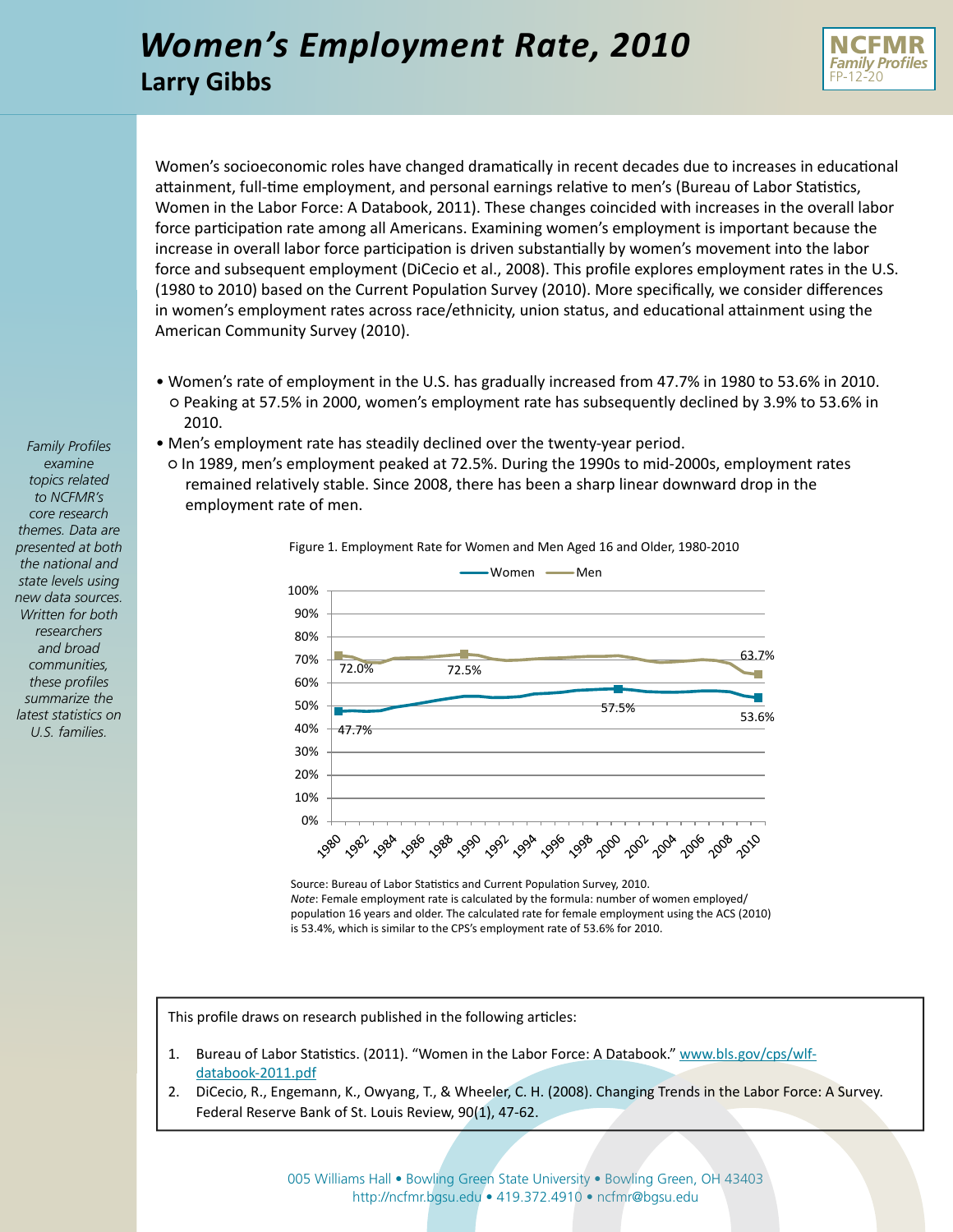# Women's Employment Rate, 2010

## Larry Gibbs

NCFMR Family Profiles FP-12-20

*Family Profiles examine topics related to NCFMR's core research themes. Data are presented at both the national and state levels using new data sources. Written for both researchers and broad communities, these profiles summarize the latest statistics on U.S. families.*

Women's socioeconomic roles have changed dramatically in recent decades due to increases in educational attainment, full-time employment, and personal earnings relative to men's (Bureau of Labor Statistics, Women in the Labor Force: A Databook, 2011). These changes coincided with increases in the overall labor force participation rate among all Americans. Examining women's employment is important because the increase in overall labor force participation is driven substantially by women's movement into the labor force and subsequent employment (DiCecio et al., 2008). This profile explores employment rates in the U.S. (1980 to 2010) based on the Current Population Survey (2010). More specifically, we consider differences in women's employment rates across race/ethnicity, union status, and educational attainment using the American Community Survey (2010).

- Women's rate of employment in the U.S. has gradually increased from 47.7% in 1980 to 53.6% in 2010.
  - Peaking at 57.5% in 2000, women's employment rate has subsequently declined by 3.9% to 53.6% in 2010.
- Men's employment rate has steadily declined over the twenty-year period.
  - In 1989, men's employment peaked at 72.5%. During the 1990s to mid-2000s, employment rates remained relatively stable. Since 2008, there has been a sharp linear downward drop in the employment rate of men.

Figure 1. Employment Rate for Women and Men Aged 16 and Older, 1980-2010

Women
Men

100%
90%
80%
70%
60%
50%
40%
30%
20%
10%
0%

72.0%
72.5%
63.7%
57.5%
53.6%
47.7%

1980 1982 1984 1986 1988 1990 1992 1994 1996 1998 2000 2002 2004 2006 2008 2010

Source: Bureau of Labor Statistics and Current Population Survey, 2010.
*Note*: Female employment rate is calculated by the formula: number of women employed/ population 16 years and older. The calculated rate for female employment using the ACS (2010) is 53.4%, which is similar to the CPS's employment rate of 53.6% for 2010.

This profile draws on research published in the following articles:

1. Bureau of Labor Statistics. (2011). "Women in the Labor Force: A Databook." www.bls.gov/cps/wlf-databook-2011.pdf
2. DiCecio, R., Engemann, K., Owyang, T., & Wheeler, C. H. (2008). Changing Trends in the Labor Force: A Survey. Federal Reserve Bank of St. Louis Review, 90(1), 47-62.

005 Williams Hall • Bowling Green State University • Bowling Green, OH 43403
http://ncfmr.bgsu.edu • 419.372.4910 • ncfmr@bgsu.edu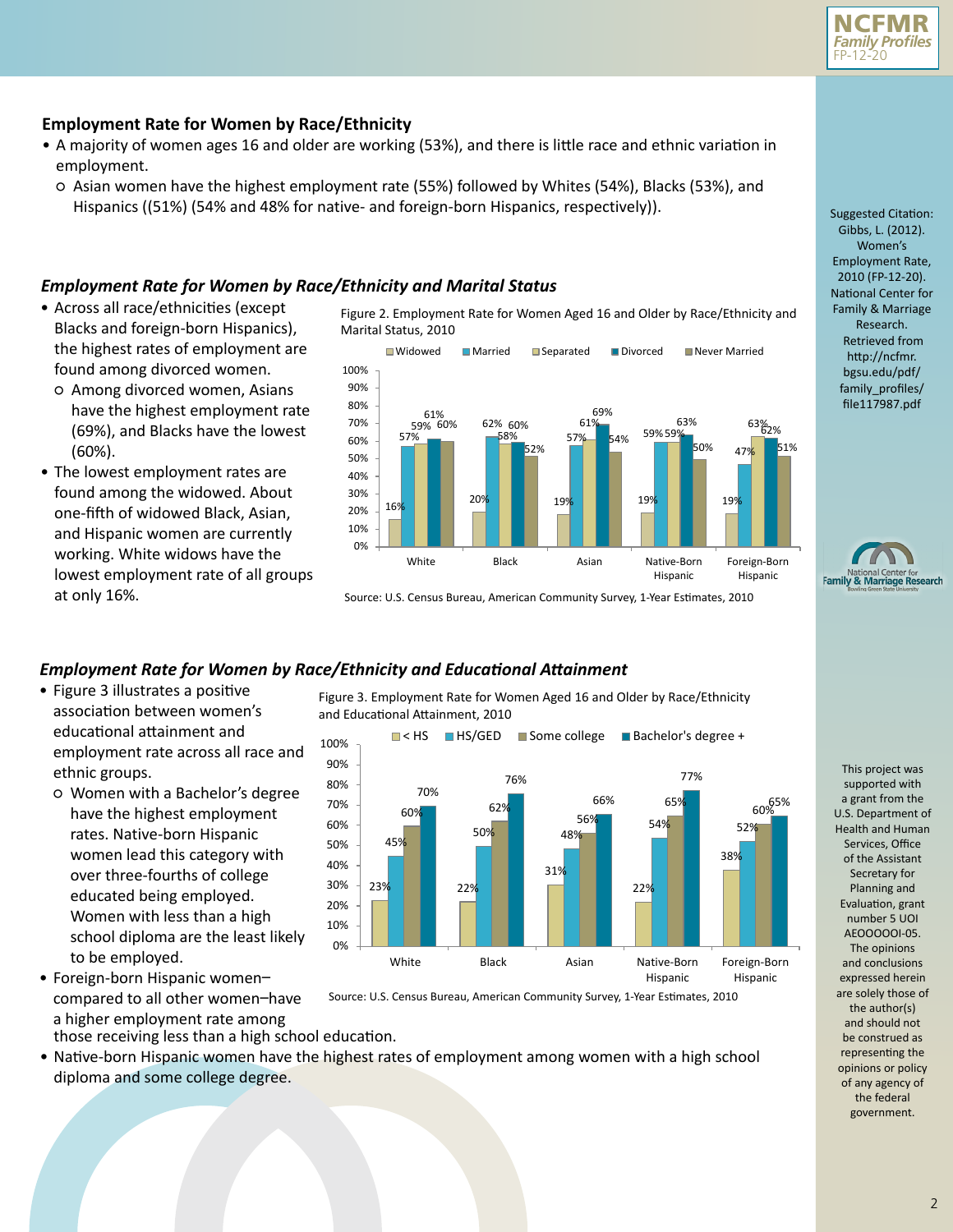## Employment Rate for Women by Race/Ethnicity

- A majority of women ages 16 and older are working (53%), and there is little race and ethnic variation in employment.
  - Asian women have the highest employment rate (55%) followed by Whites (54%), Blacks (53%), and Hispanics ((51%) (54% and 48% for native- and foreign-born Hispanics, respectively)).

### *Employment Rate for Women by Race/Ethnicity and Marital Status*

- Across all race/ethnicities (except Blacks and foreign-born Hispanics), the highest rates of employment are found among divorced women.
  - Among divorced women, Asians have the highest employment rate (69%), and Blacks have the lowest (60%).
- The lowest employment rates are found among the widowed. About one-fifth of widowed Black, Asian, and Hispanic women are currently working. White widows have the lowest employment rate of all groups at only 16%.

Figure 2. Employment Rate for Women Aged 16 and Older by Race/Ethnicity and Marital Status, 2010

Widowed, Married, Separated, Divorced, Never Married

100%, 90%, 80%, 70%, 60%, 50%, 40%, 30%, 20%, 10%, 0%

White: 16%, 57%, 59%, 61%, 60%

Black: 20%, 62%, 58%, 60%, 52%

Asian: 19%, 57%, 61%, 69%, 54%

Native-Born Hispanic: 19%, 59%, 59%, 63%, 50%

Foreign-Born Hispanic: 19%, 47%, 63%, 62%, 51%

Source: U.S. Census Bureau, American Community Survey, 1-Year Estimates, 2010

### *Employment Rate for Women by Race/Ethnicity and Educational Attainment*

- Figure 3 illustrates a positive association between women's educational attainment and employment rate across all race and ethnic groups.
  - Women with a Bachelor's degree have the highest employment rates. Native-born Hispanic women lead this category with over three-fourths of college educated being employed. Women with less than a high school diploma are the least likely to be employed.
- Foreign-born Hispanic women–compared to all other women–have a higher employment rate among those receiving less than a high school education.
- Native-born Hispanic women have the highest rates of employment among women with a high school diploma and some college degree.

Figure 3. Employment Rate for Women Aged 16 and Older by Race/Ethnicity and Educational Attainment, 2010

< HS, HS/GED, Some college, Bachelor's degree +

100%, 90%, 80%, 70%, 60%, 50%, 40%, 30%, 20%, 10%, 0%

White: 23%, 45%, 60%, 70%

Black: 22%, 50%, 62%, 76%

Asian: 31%, 48%, 56%, 66%

Native-Born Hispanic: 22%, 54%, 65%, 77%

Foreign-Born Hispanic: 38%, 52%, 60%, 65%

Source: U.S. Census Bureau, American Community Survey, 1-Year Estimates, 2010

Suggested Citation: Gibbs, L. (2012). Women's Employment Rate, 2010 (FP-12-20). National Center for Family & Marriage Research. Retrieved from http://ncfmr.bgsu.edu/pdf/family_profiles/file117987.pdf

This project was supported with a grant from the U.S. Department of Health and Human Services, Office of the Assistant Secretary for Planning and Evaluation, grant number 5 UOI AEOOOOOI-05. The opinions and conclusions expressed herein are solely those of the author(s) and should not be construed as representing the opinions or policy of any agency of the federal government.